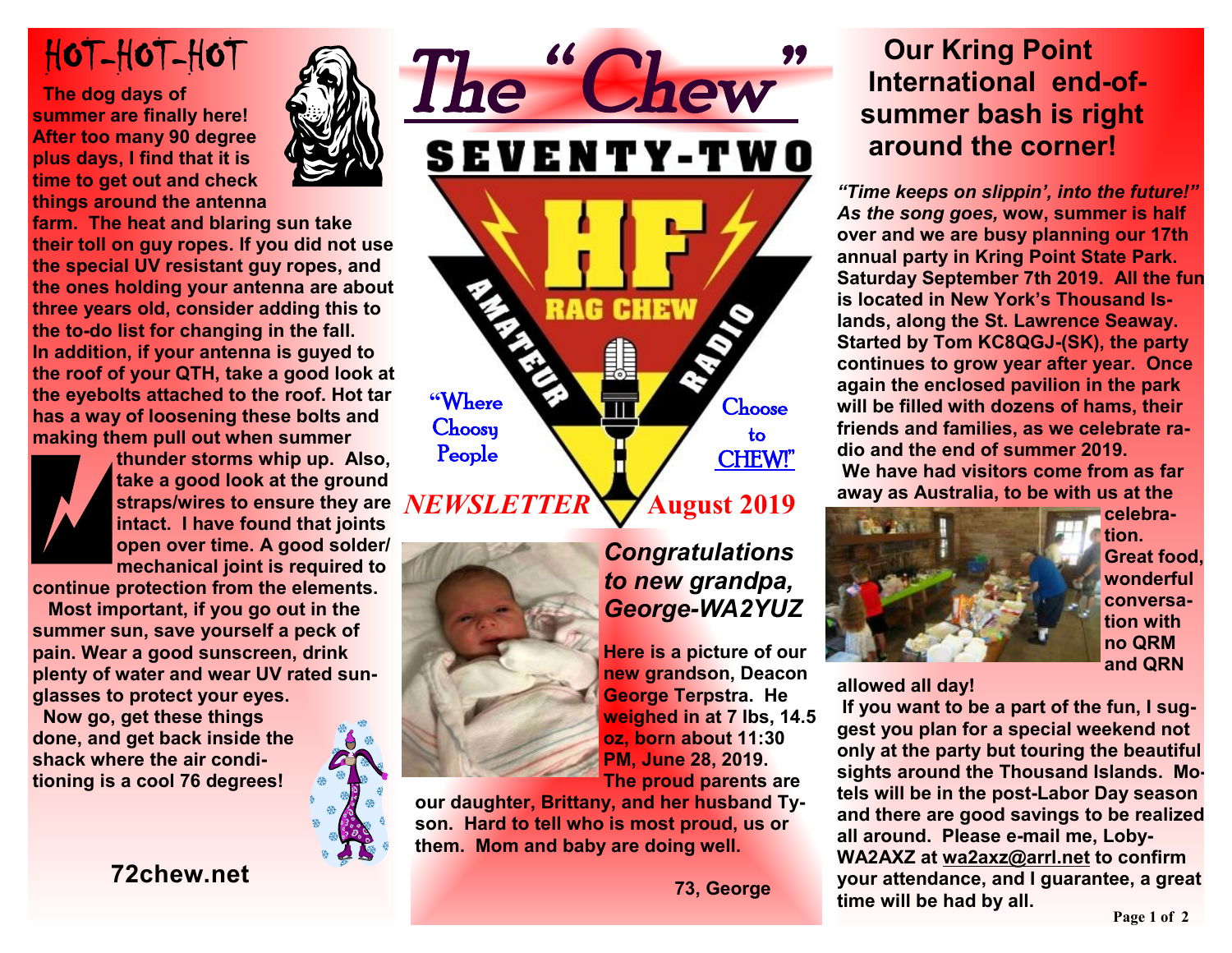# The "Chew"

## SEVENTY-TWO

**HF RAG CHEW AMATEUR RADIO**

"Where Choosy People Choose to CHEW!"

*NEWSLETTER* **August 2019**

## HOT-HOT-HOT

**The dog days of summer are finally here! After too many 90 degree plus days, I find that it is time to get out and check things around the antenna farm. The heat and blaring sun take their toll on guy ropes. If you did not use the special UV resistant guy ropes, and the ones holding your antenna are about three years old, consider adding this to the to-do list for changing in the fall. In addition, if your antenna is guyed to the roof of your QTH, take a good look at the eyebolts attached to the roof. Hot tar has a way of loosening these bolts and making them pull out when summer thunder storms whip up. Also, take a good look at the ground straps/wires to ensure they are intact. I have found that joints open over time. A good solder/mechanical joint is required to continue protection from the elements.**

**Most important, if you go out in the summer sun, save yourself a peck of pain. Wear a good sunscreen, drink plenty of water and wear UV rated sunglasses to protect your eyes.**

**Now go, get these things done, and get back inside the shack where the air conditioning is a cool 76 degrees!**

**72chew.net**

## *Congratulations to new grandpa, George-WA2YUZ*

**Here is a picture of our new grandson, Deacon George Terpstra. He weighed in at 7 lbs, 14.5 oz, born about 11:30 PM, June 28, 2019. The proud parents are our daughter, Brittany, and her husband Tyson. Hard to tell who is most proud, us or them. Mom and baby are doing well.**

**73, George**

## Our Kring Point International end-of-summer bash is right around the corner!

***"Time keeps on slippin', into the future!" As the song goes,*** **wow, summer is half over and we are busy planning our 17th annual party in Kring Point State Park. Saturday September 7th 2019. All the fun is located in New York's Thousand Islands, along the St. Lawrence Seaway. Started by Tom KC8QGJ-(SK), the party continues to grow year after year. Once again the enclosed pavilion in the park will be filled with dozens of hams, their friends and families, as we celebrate radio and the end of summer 2019.**

**We have had visitors come from as far away as Australia, to be with us at the celebration. Great food, wonderful conversation with no QRM and QRN allowed all day!**

**If you want to be a part of the fun, I suggest you plan for a special weekend not only at the party but touring the beautiful sights around the Thousand Islands. Motels will be in the post-Labor Day season and there are good savings to be realized all around. Please e-mail me, Loby-WA2AXZ at wa2axz@arrl.net to confirm your attendance, and I guarantee, a great time will be had by all.**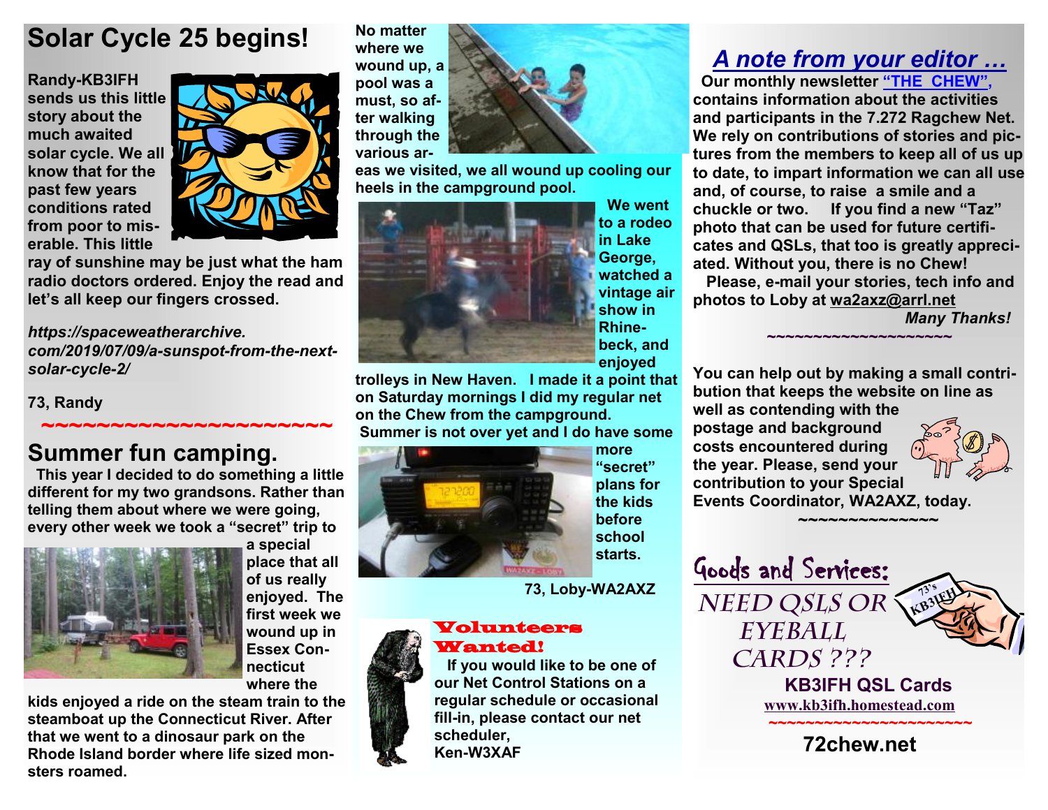# Solar Cycle 25 begins!

**Randy-KB3IFH sends us this little story about the much awaited solar cycle. We all know that for the past few years conditions rated from poor to miserable. This little ray of sunshine may be just what the ham radio doctors ordered. Enjoy the read and let's all keep our fingers crossed.**

***https://spaceweatherarchive.com/2019/07/09/a-sunspot-from-the-next-solar-cycle-2/***

**73, Randy**

~~~~~~~~~~~~~~~~~~~~~~~

## Summer fun camping.

**This year I decided to do something a little different for my two grandsons. Rather than telling them about where we were going, every other week we took a "secret" trip to a special place that all of us really enjoyed. The first week we wound up in Essex Connecticut where the kids enjoyed a ride on the steam train to the steamboat up the Connecticut River. After that we went to a dinosaur park on the Rhode Island border where life sized monsters roamed.**

**No matter where we wound up, a pool was a must, so after walking through the various areas we visited, we all wound up cooling our heels in the campground pool.**

**We went to a rodeo in Lake George, watched a vintage air show in Rhinebeck, and enjoyed trolleys in New Haven. I made it a point that on Saturday mornings I did my regular net on the Chew from the campground. Summer is not over yet and I do have some more "secret" plans for the kids before school starts.**

**73, Loby-WA2AXZ**

## Volunteers Wanted!

**If you would like to be one of our Net Control Stations on a regular schedule or occasional fill-in, please contact our net scheduler, Ken-W3XAF**

## *A note from your editor …*

**Our monthly newsletter "THE CHEW", contains information about the activities and participants in the 7.272 Ragchew Net. We rely on contributions of stories and pictures from the members to keep all of us up to date, to impart information we can all use and, of course, to raise a smile and a chuckle or two. If you find a new "Taz" photo that can be used for future certificates and QSLs, that too is greatly appreciated. Without you, there is no Chew!**

**Please, e-mail your stories, tech info and photos to Loby at wa2axz@arrl.net**

***Many Thanks!***

~~~~~~~~~~~~~~~~~~~~

**You can help out by making a small contribution that keeps the website on line as well as contending with the postage and background costs encountered during the year. Please, send your contribution to your Special Events Coordinator, WA2AXZ, today.**

~~~~~~~~~~~~~~

## Goods and Services:

NEED QSLS OR EYEBALL CARDS ???

**KB3IFH QSL Cards**

**www.kb3ifh.homestead.com**

~~~~~~~~~~~~~~~~~~~~~~

**72chew.net**